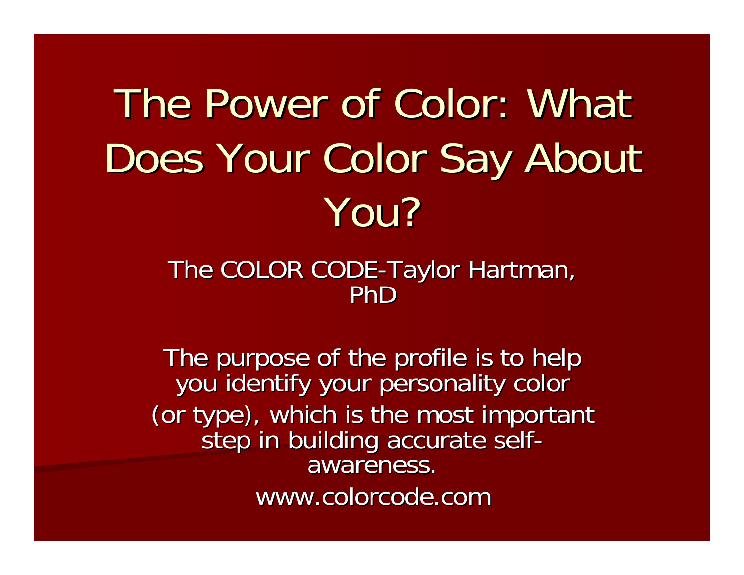# The Power of Color: What Does Your Color Say About You?

The COLOR CODE-Taylor Hartman, PhD

The purpose of the profile is to help you identify your personality color (or type), which is the most important step in building accurate self-awareness.

www.colorcode.com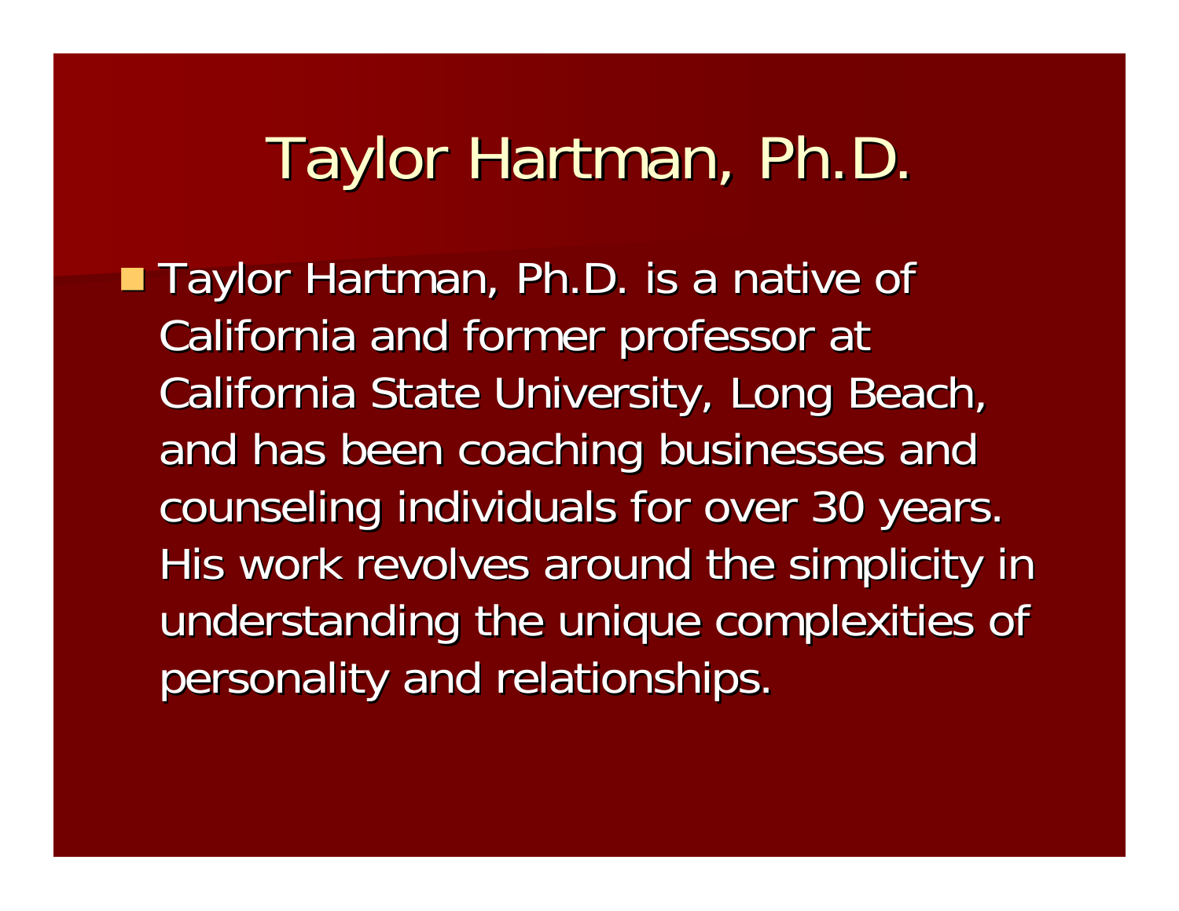# Taylor Hartman, Ph.D.

- Taylor Hartman, Ph.D. is a native of California and former professor at California State University, Long Beach, and has been coaching businesses and counseling individuals for over 30 years. His work revolves around the simplicity in understanding the unique complexities of personality and relationships.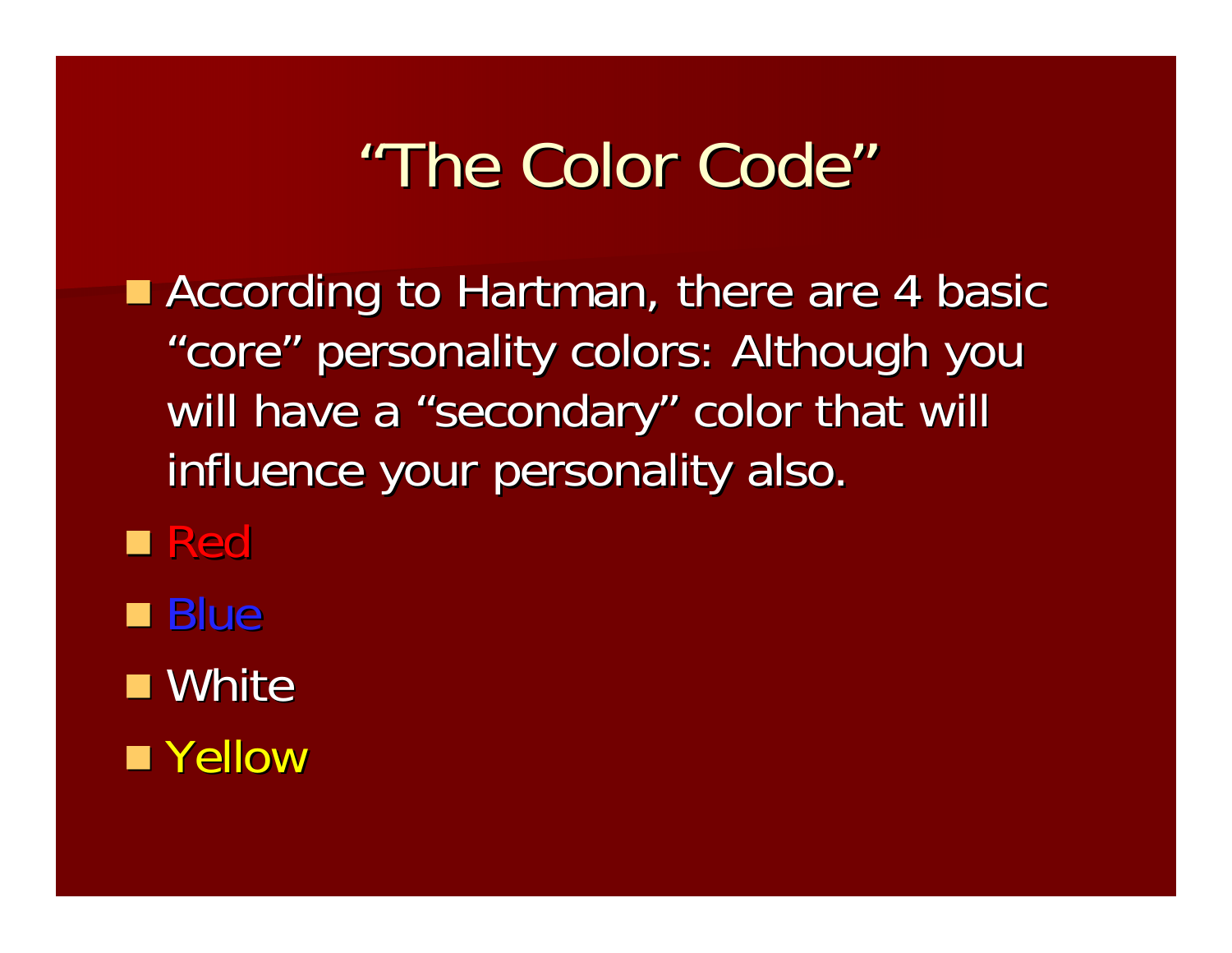# "The Color Code"

- According to Hartman, there are 4 basic "core" personality colors: Although you will have a "secondary" color that will influence your personality also.
- Red
- Blue
- White
- Yellow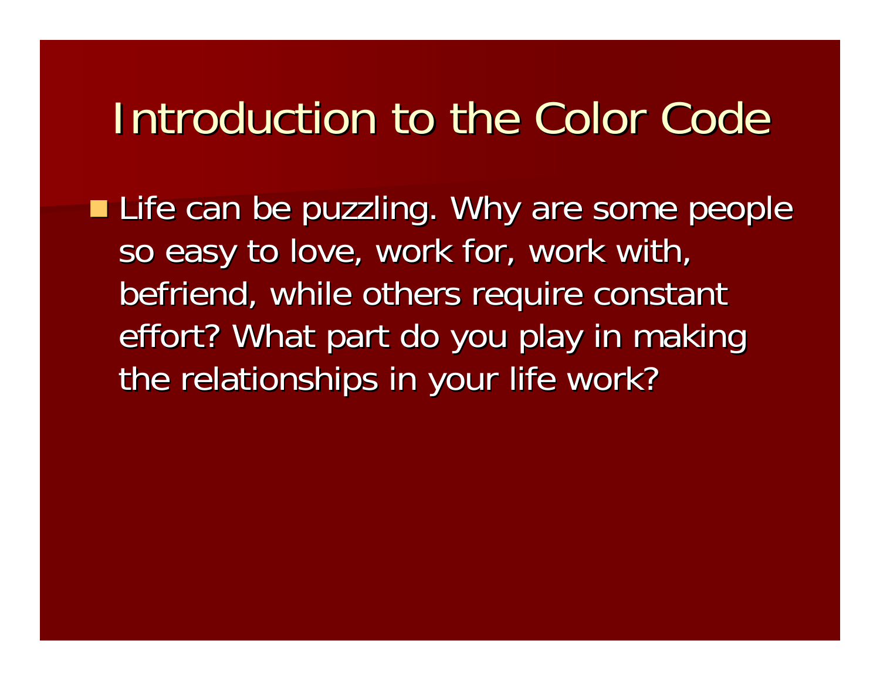# Introduction to the Color Code

- Life can be puzzling. Why are some people so easy to love, work for, work with, befriend, while others require constant effort? What part do you play in making the relationships in your life work?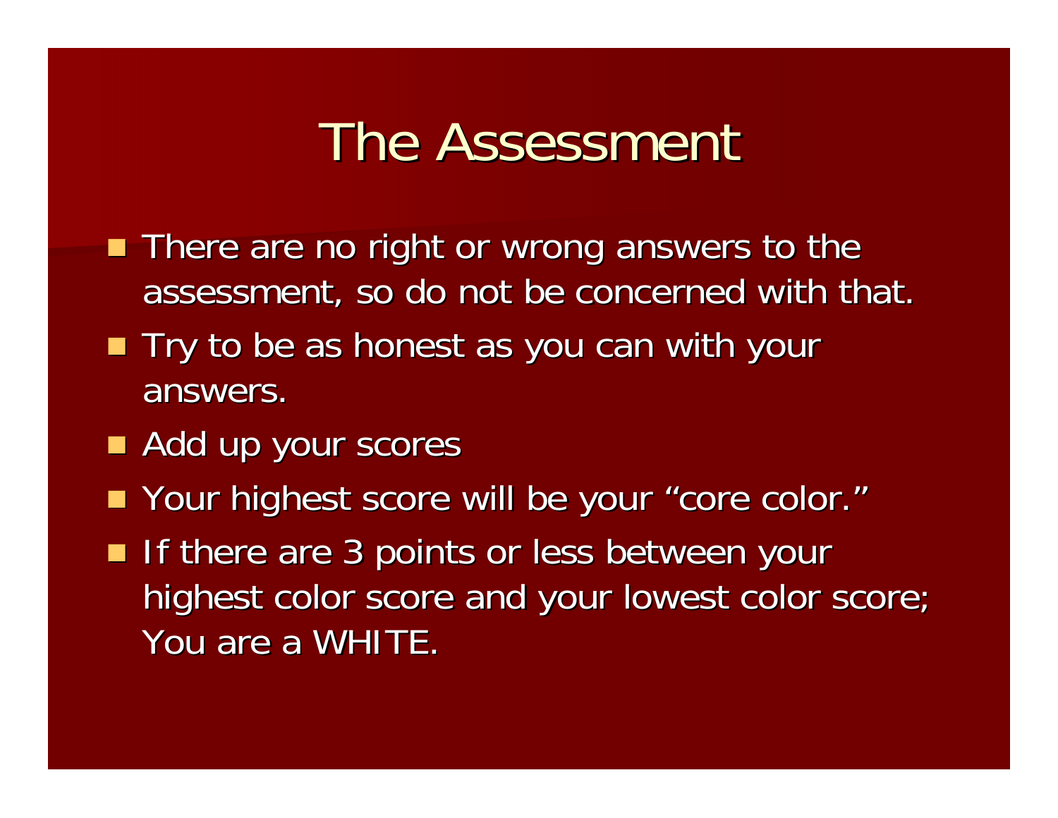# The Assessment

- There are no right or wrong answers to the assessment, so do not be concerned with that.
- Try to be as honest as you can with your answers.
- Add up your scores
- Your highest score will be your "core color."
- If there are 3 points or less between your highest color score and your lowest color score; You are a WHITE.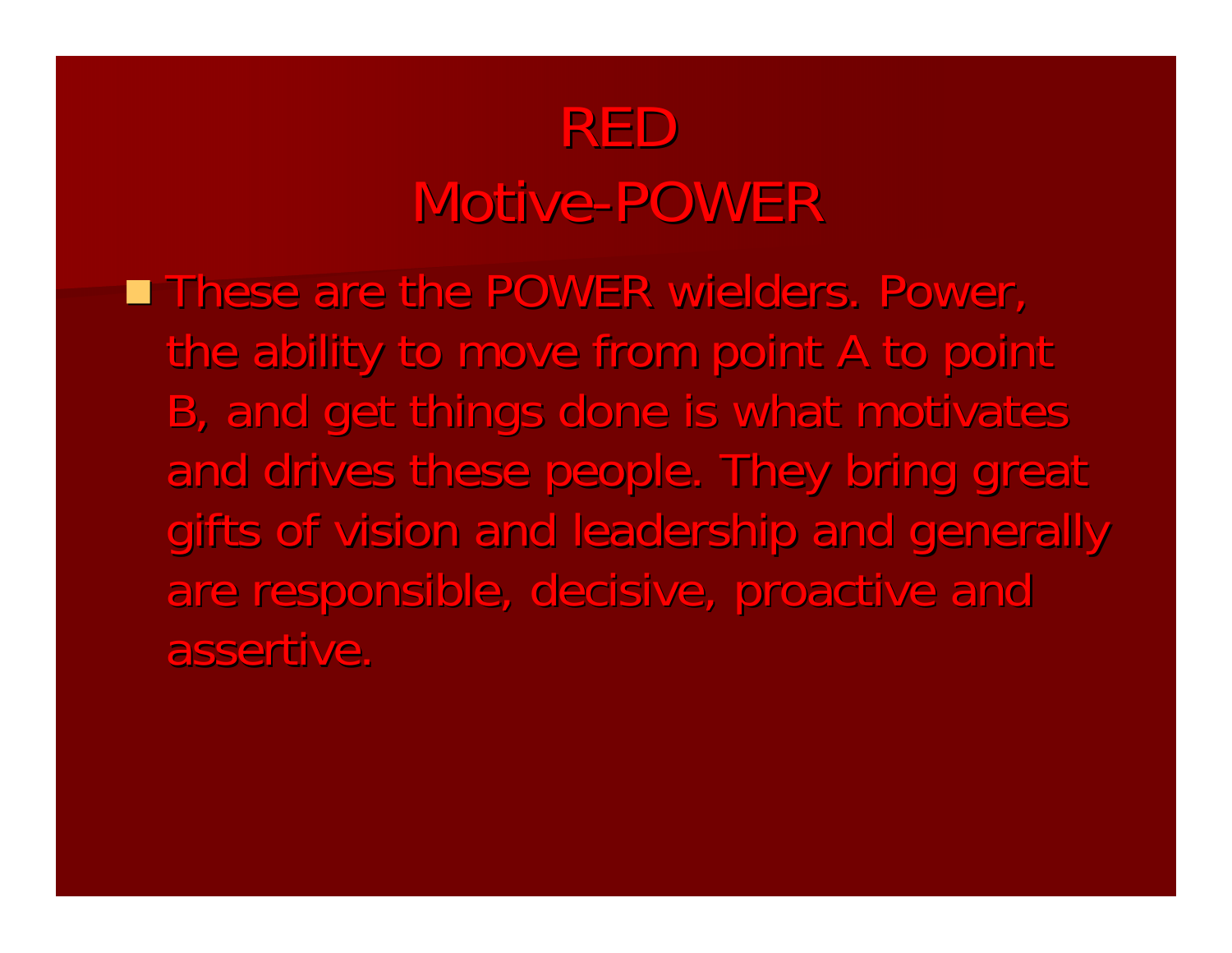# RED
# Motive-POWER

- These are the POWER wielders. Power, the ability to move from point A to point B, and get things done is what motivates and drives these people. They bring great gifts of vision and leadership and generally are responsible, decisive, proactive and assertive.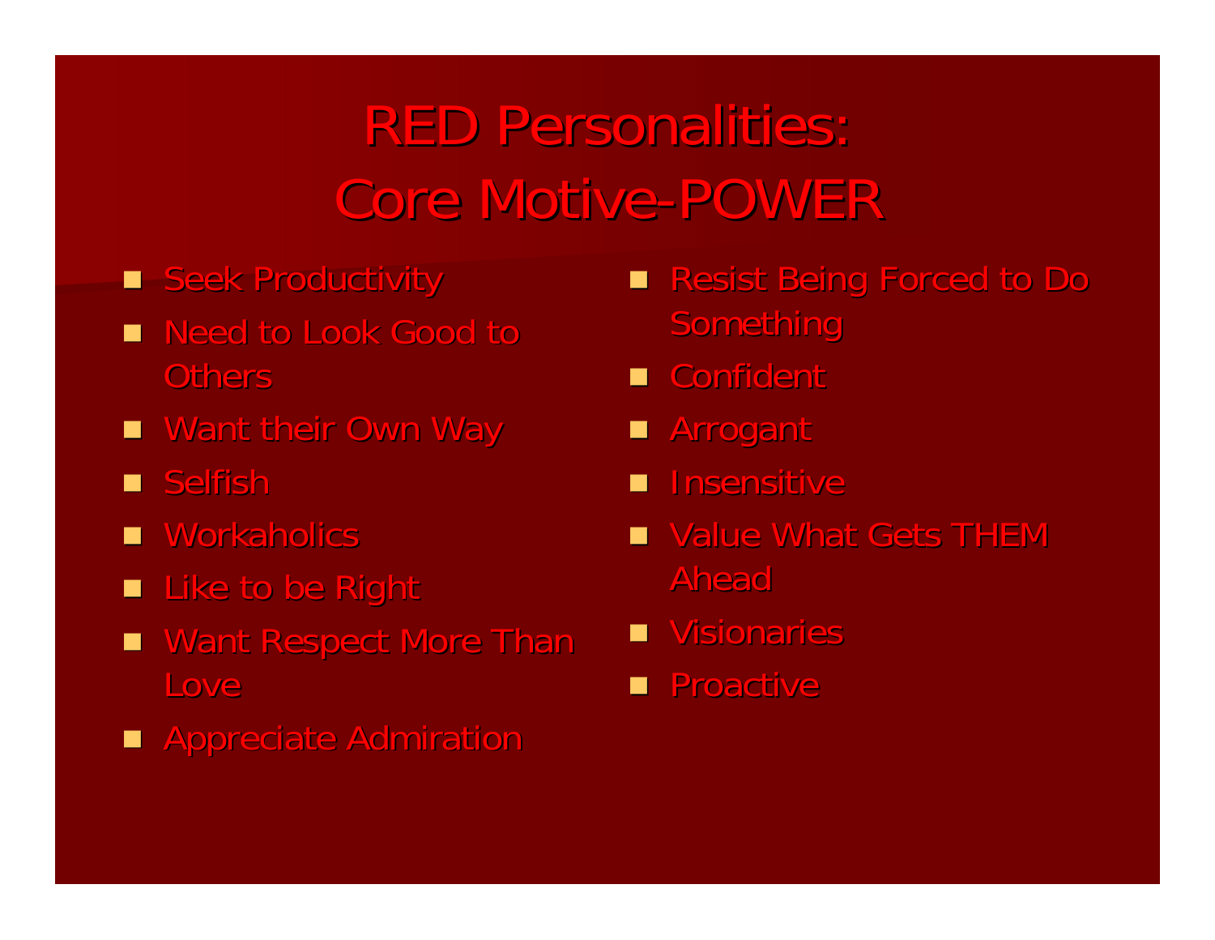# RED Personalities: Core Motive-POWER

- Seek Productivity
- Need to Look Good to Others
- Want their Own Way
- Selfish
- Workaholics
- Like to be Right
- Want Respect More Than Love
- Appreciate Admiration
- Resist Being Forced to Do Something
- Confident
- Arrogant
- Insensitive
- Value What Gets THEM Ahead
- Visionaries
- Proactive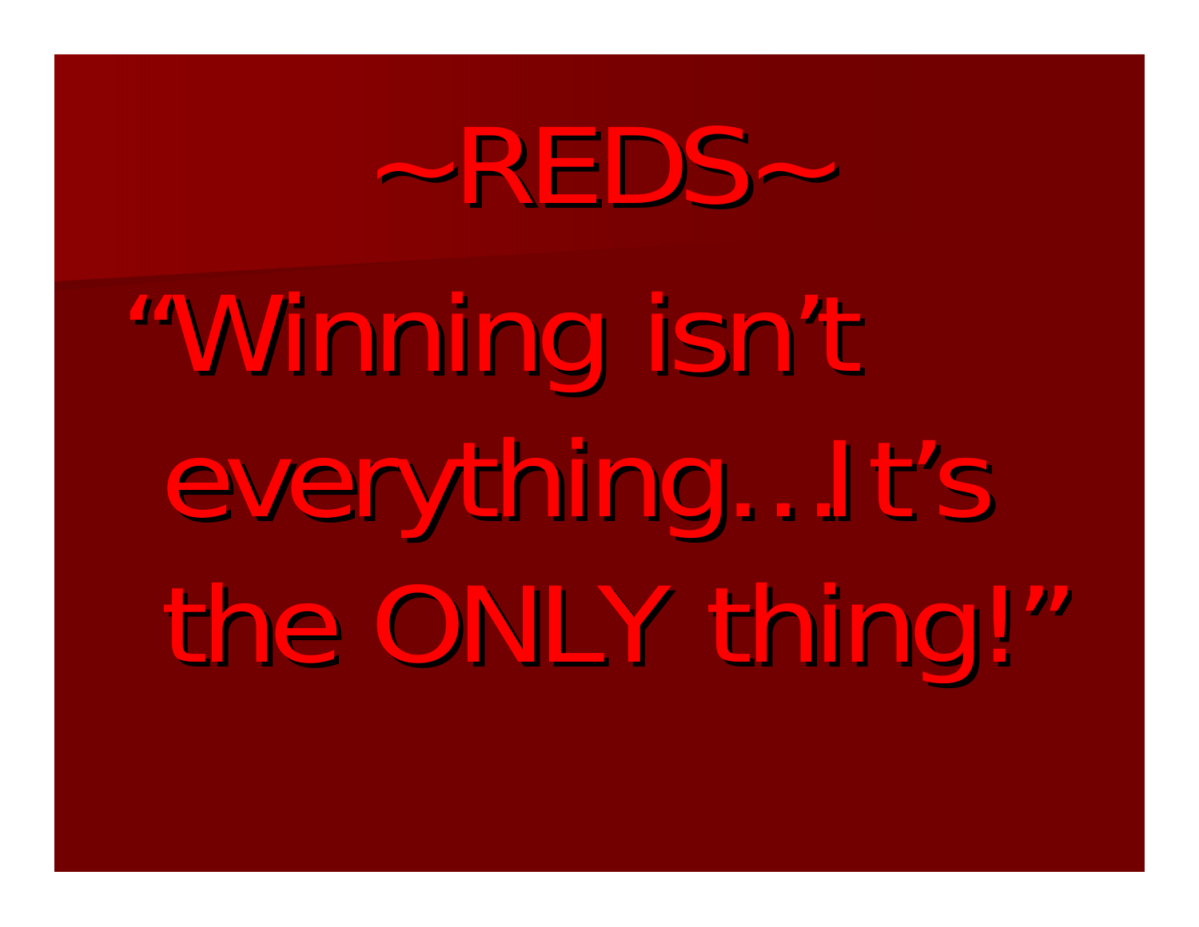# ~REDS~

"Winning isn't everything…It's the ONLY thing!"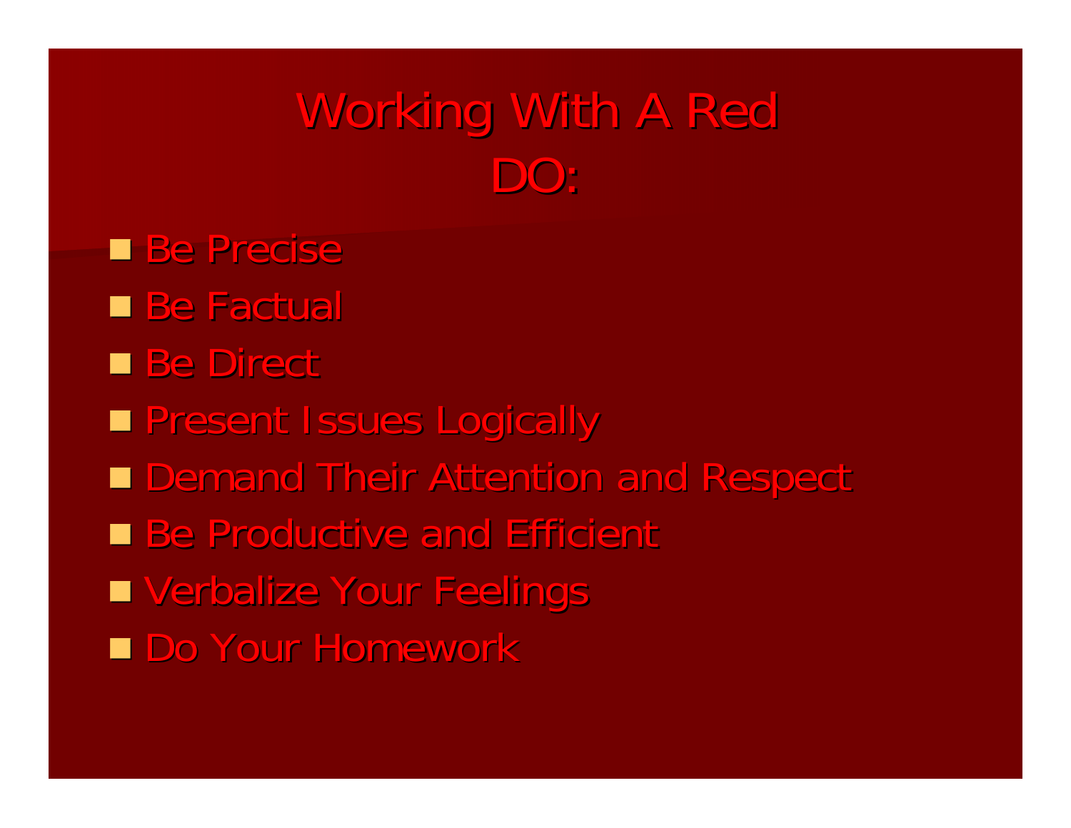# Working With A Red
# DO:

- Be Precise
- Be Factual
- Be Direct
- Present Issues Logically
- Demand Their Attention and Respect
- Be Productive and Efficient
- Verbalize Your Feelings
- Do Your Homework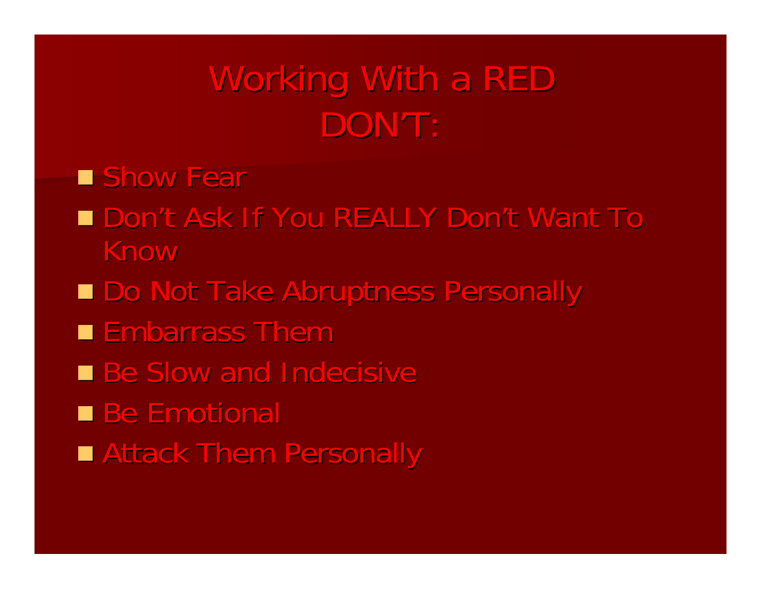# Working With a RED DON'T:

- Show Fear
- Don't Ask If You REALLY Don't Want To Know
- Do Not Take Abruptness Personally
- Embarrass Them
- Be Slow and Indecisive
- Be Emotional
- Attack Them Personally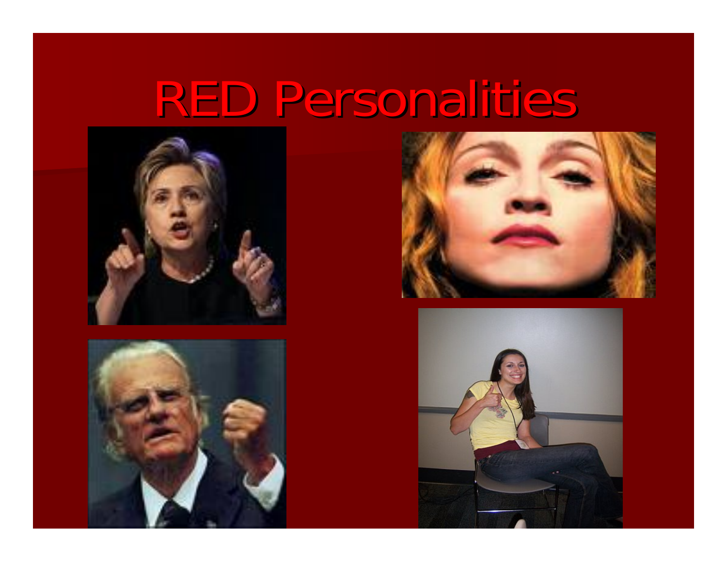# RED Personalities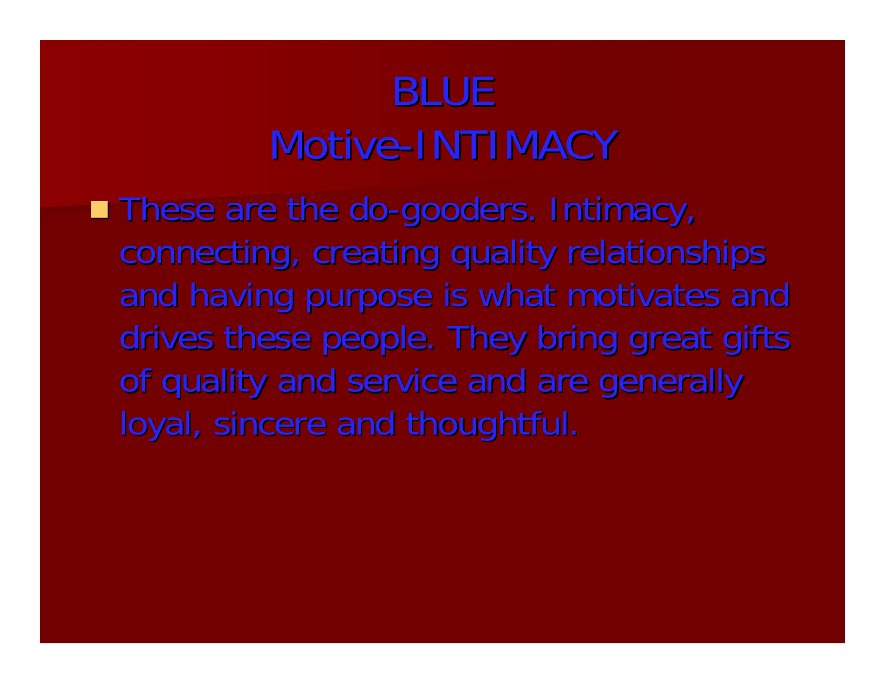# BLUE
# Motive-INTIMACY

- These are the do-gooders. Intimacy, connecting, creating quality relationships and having purpose is what motivates and drives these people. They bring great gifts of quality and service and are generally loyal, sincere and thoughtful.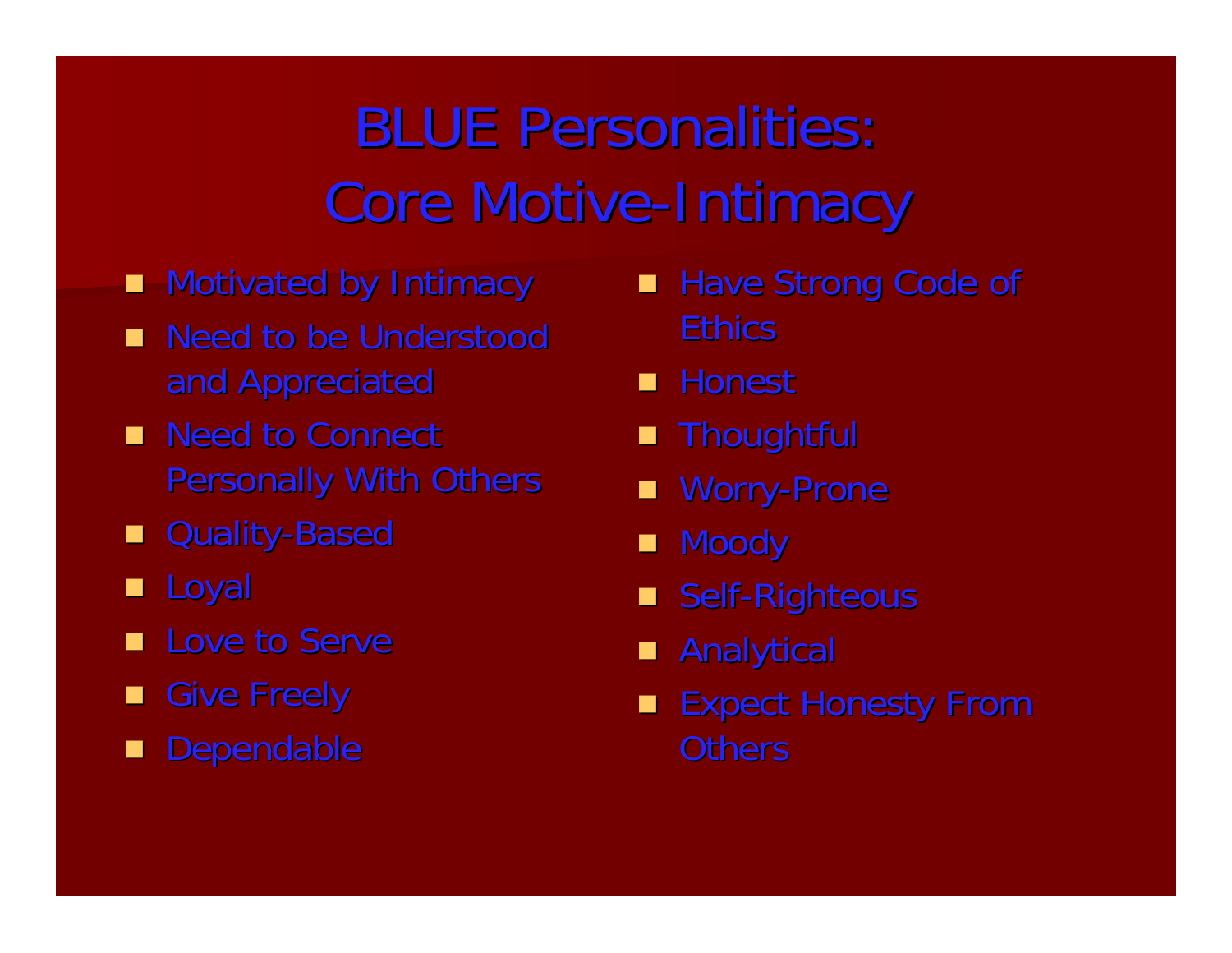# BLUE Personalities: Core Motive-Intimacy

- Motivated by Intimacy
- Need to be Understood and Appreciated
- Need to Connect Personally With Others
- Quality-Based
- Loyal
- Love to Serve
- Give Freely
- Dependable
- Have Strong Code of Ethics
- Honest
- Thoughtful
- Worry-Prone
- Moody
- Self-Righteous
- Analytical
- Expect Honesty From Others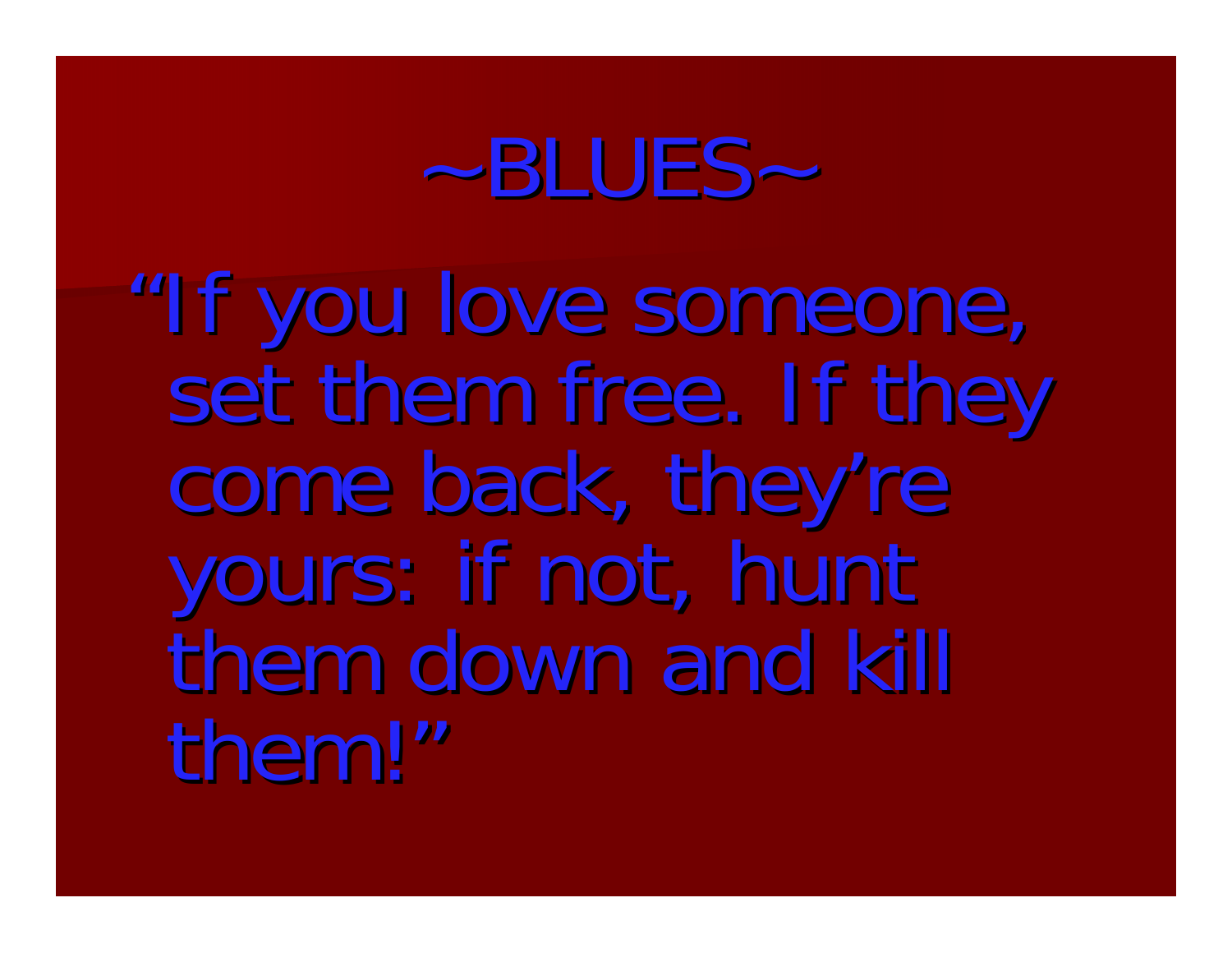# ~BLUES~

"If you love someone, set them free. If they come back, they're yours: if not, hunt them down and kill them!"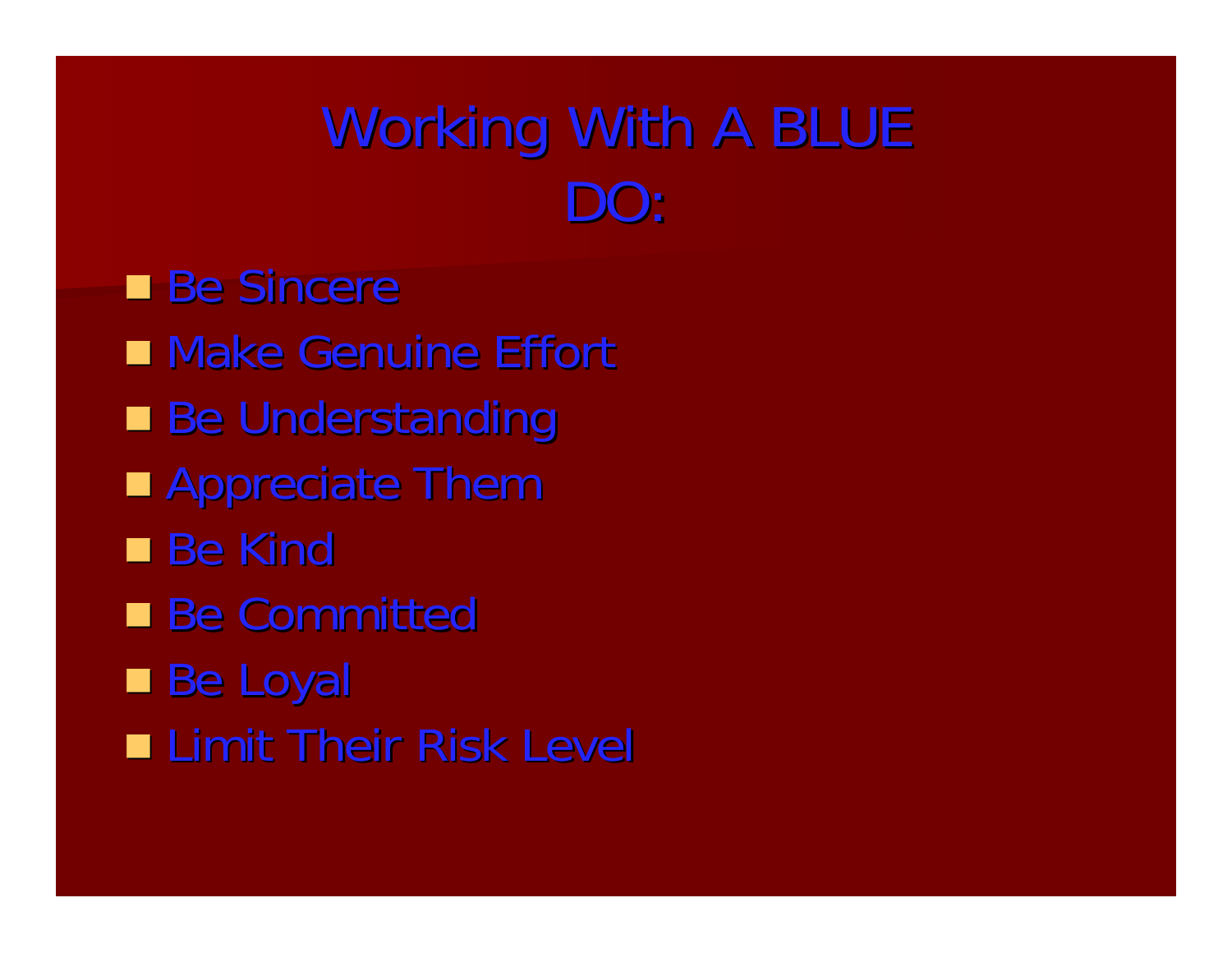# Working With A BLUE DO:

- Be Sincere
- Make Genuine Effort
- Be Understanding
- Appreciate Them
- Be Kind
- Be Committed
- Be Loyal
- Limit Their Risk Level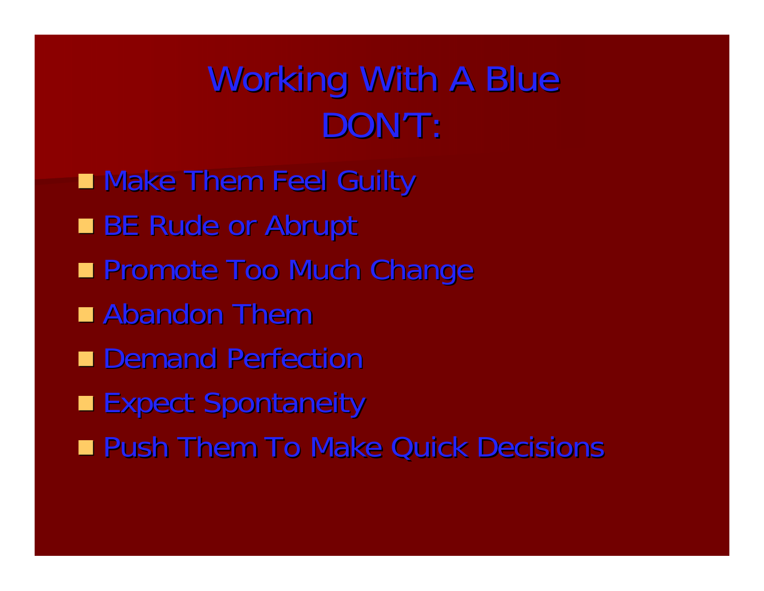# Working With A Blue DONT:

- Make Them Feel Guilty
- BE Rude or Abrupt
- Promote Too Much Change
- Abandon Them
- Demand Perfection
- Expect Spontaneity
- Push Them To Make Quick Decisions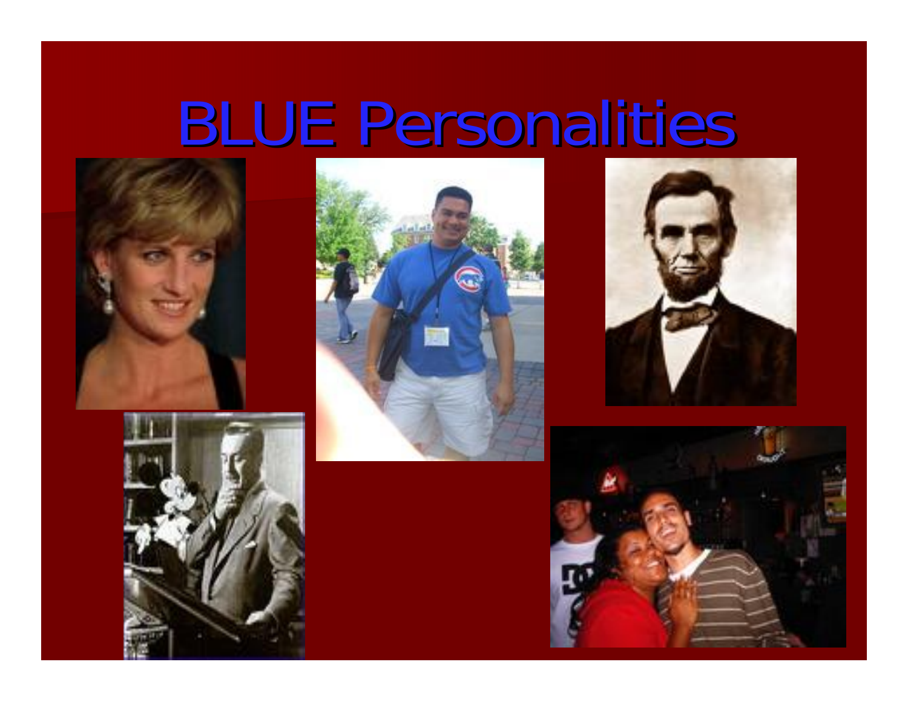# BLUE Personalities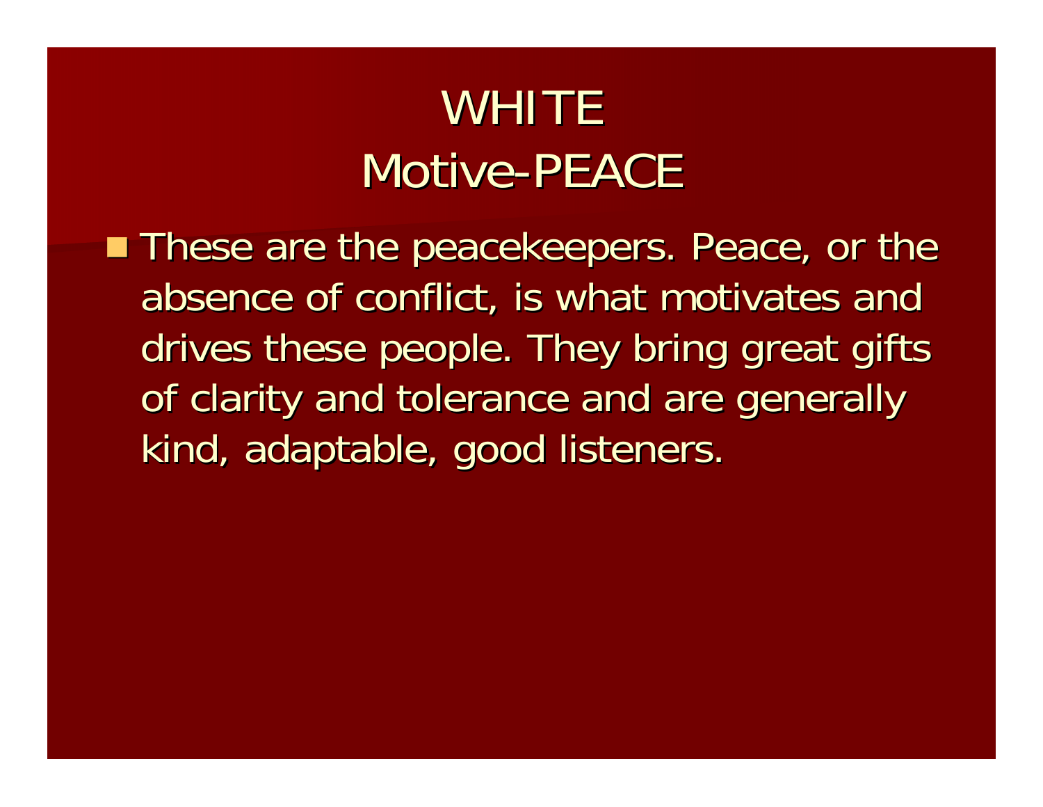# WHITE
# Motive-PEACE

- These are the peacekeepers. Peace, or the absence of conflict, is what motivates and drives these people. They bring great gifts of clarity and tolerance and are generally kind, adaptable, good listeners.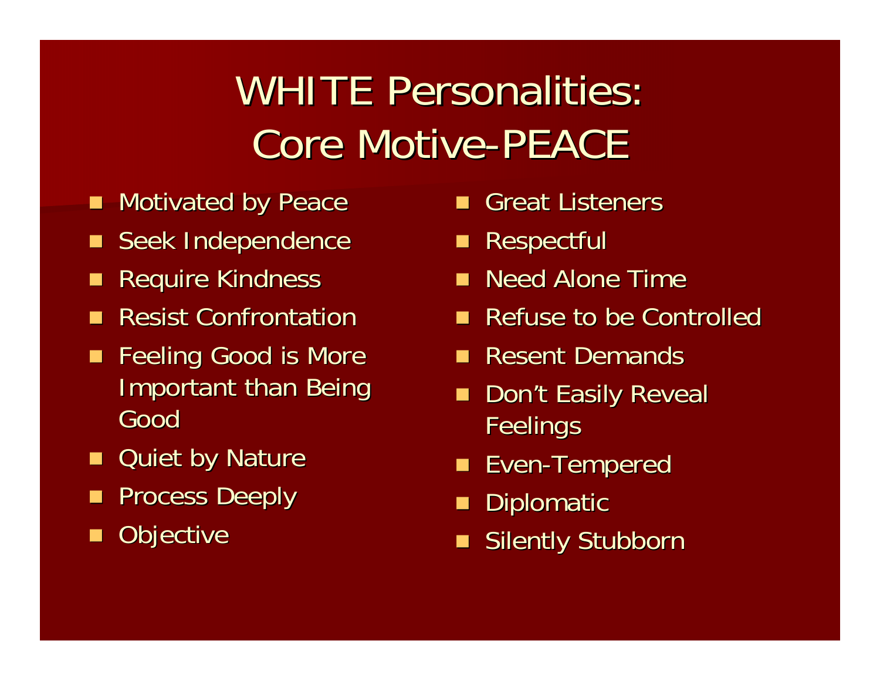# WHITE Personalities: Core Motive-PEACE

- Motivated by Peace
- Seek Independence
- Require Kindness
- Resist Confrontation
- Feeling Good is More Important than Being Good
- Quiet by Nature
- Process Deeply
- Objective
- Great Listeners
- Respectful
- Need Alone Time
- Refuse to be Controlled
- Resent Demands
- Don't Easily Reveal Feelings
- Even-Tempered
- Diplomatic
- Silently Stubborn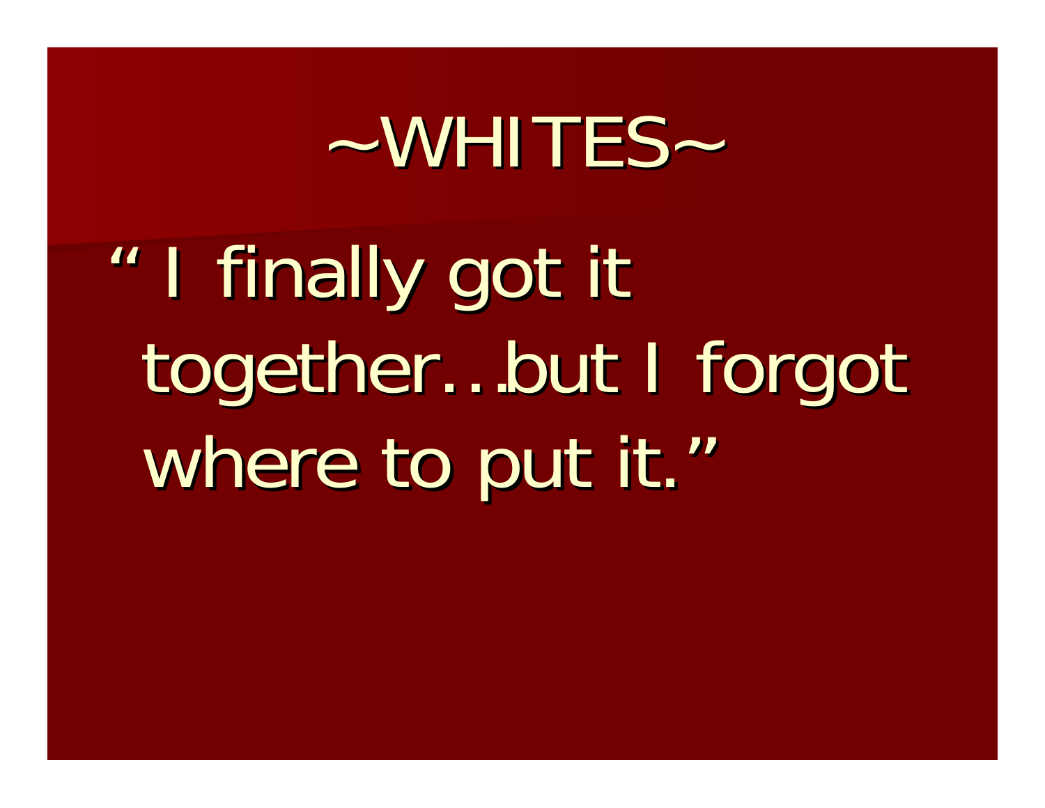# ~WHITES~

" I finally got it together…but I forgot where to put it."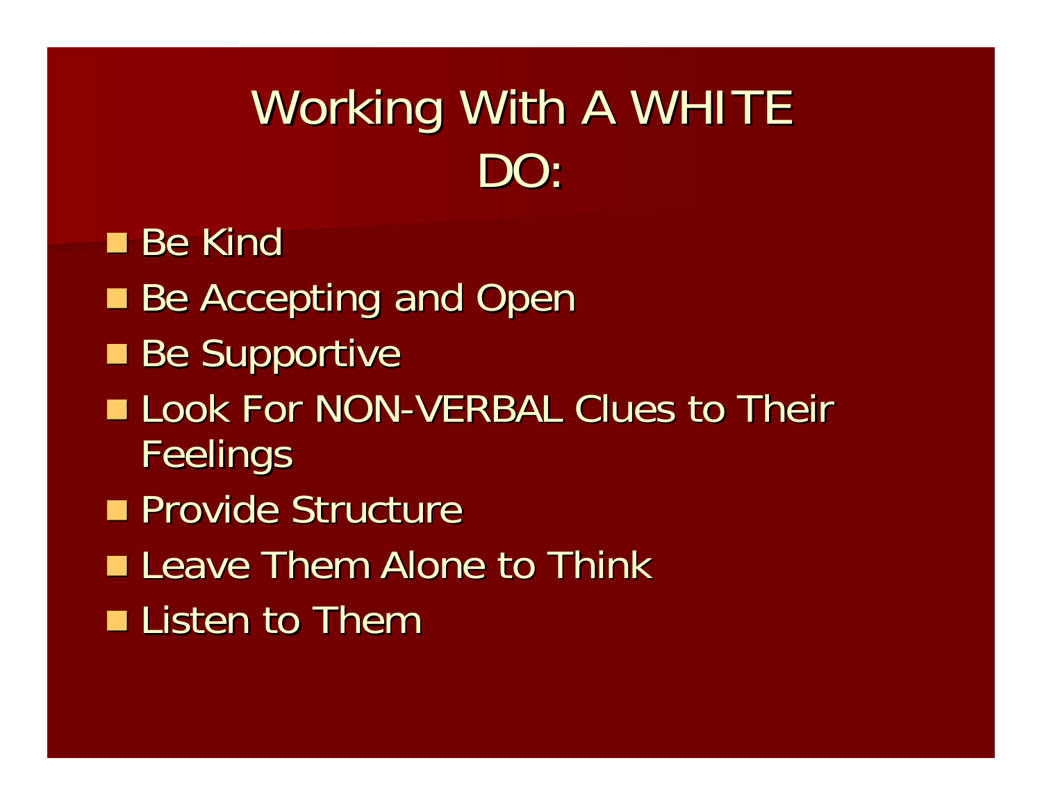# Working With A WHITE DO:

- Be Kind
- Be Accepting and Open
- Be Supportive
- Look For NON-VERBAL Clues to Their Feelings
- Provide Structure
- Leave Them Alone to Think
- Listen to Them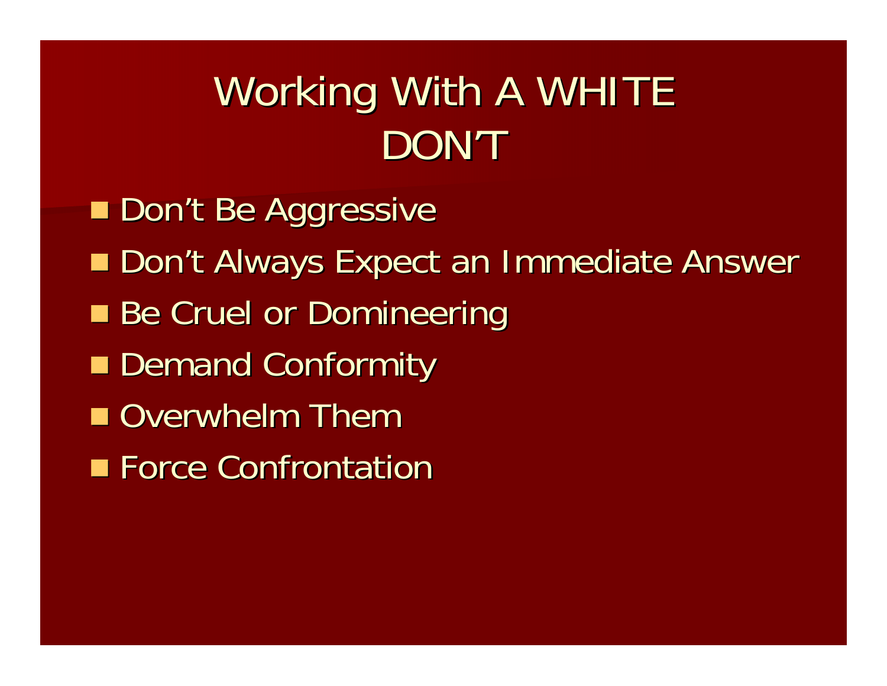# Working With A WHITE DON'T

- Don't Be Aggressive
- Don't Always Expect an Immediate Answer
- Be Cruel or Domineering
- Demand Conformity
- Overwhelm Them
- Force Confrontation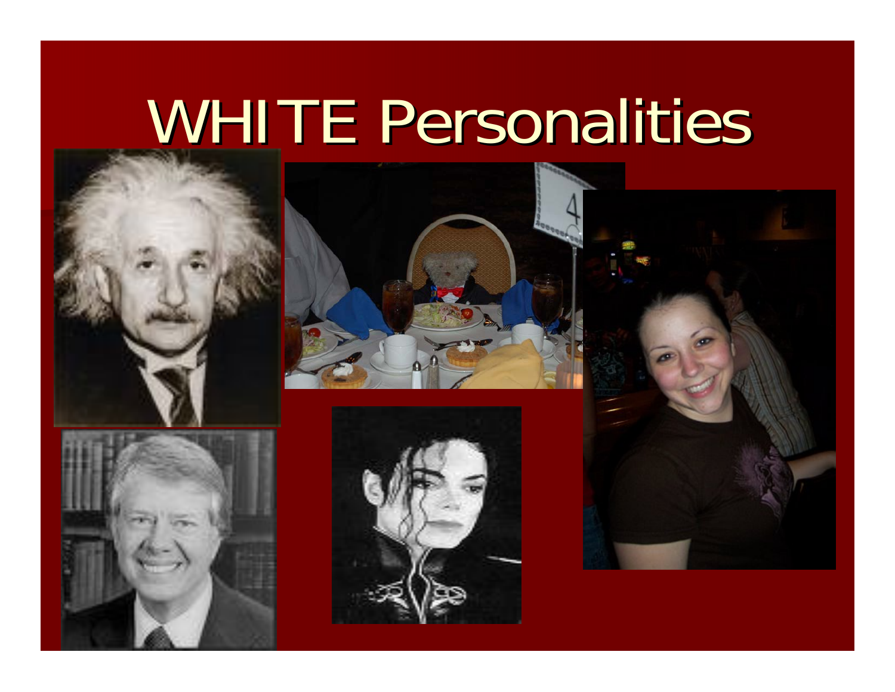# WHITE Personalities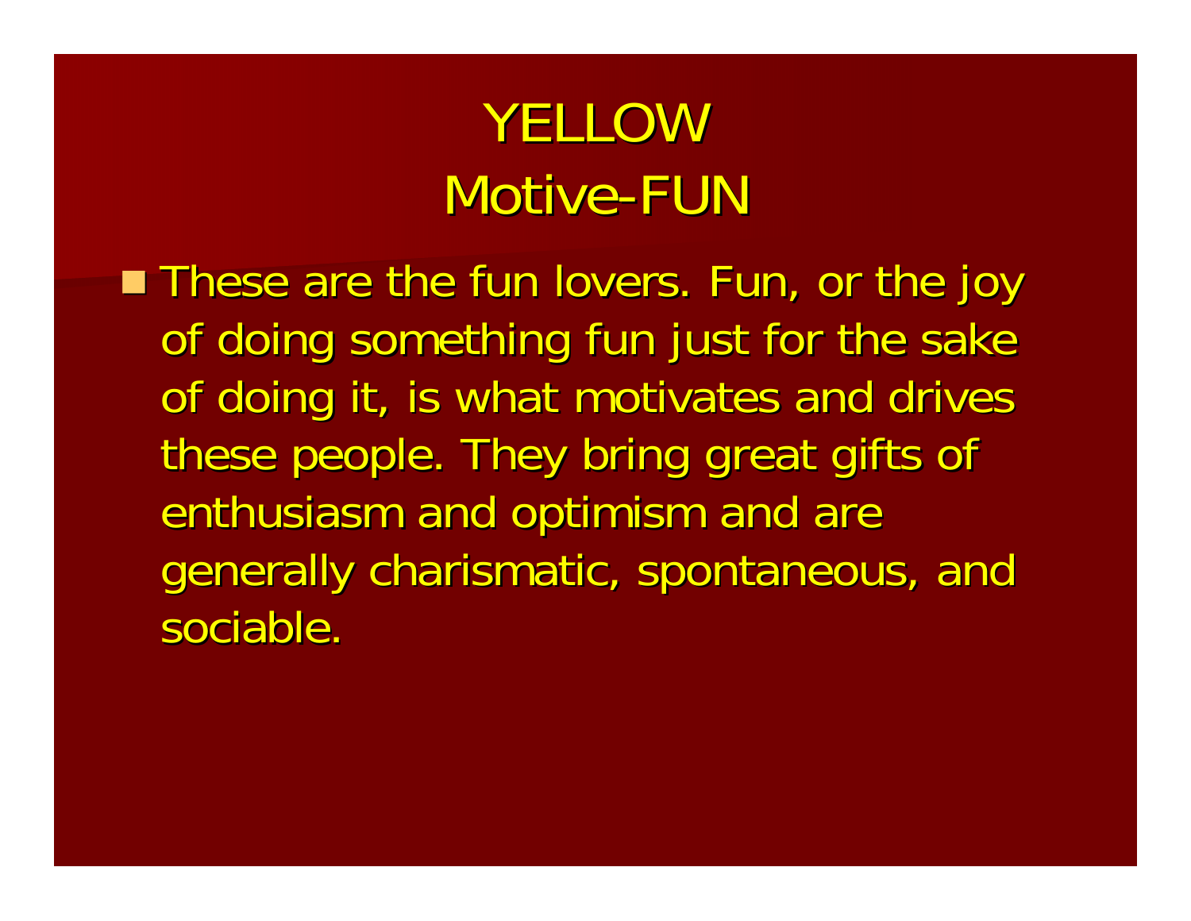# YELLOW
# Motive-FUN

- These are the fun lovers. Fun, or the joy of doing something fun just for the sake of doing it, is what motivates and drives these people. They bring great gifts of enthusiasm and optimism and are generally charismatic, spontaneous, and sociable.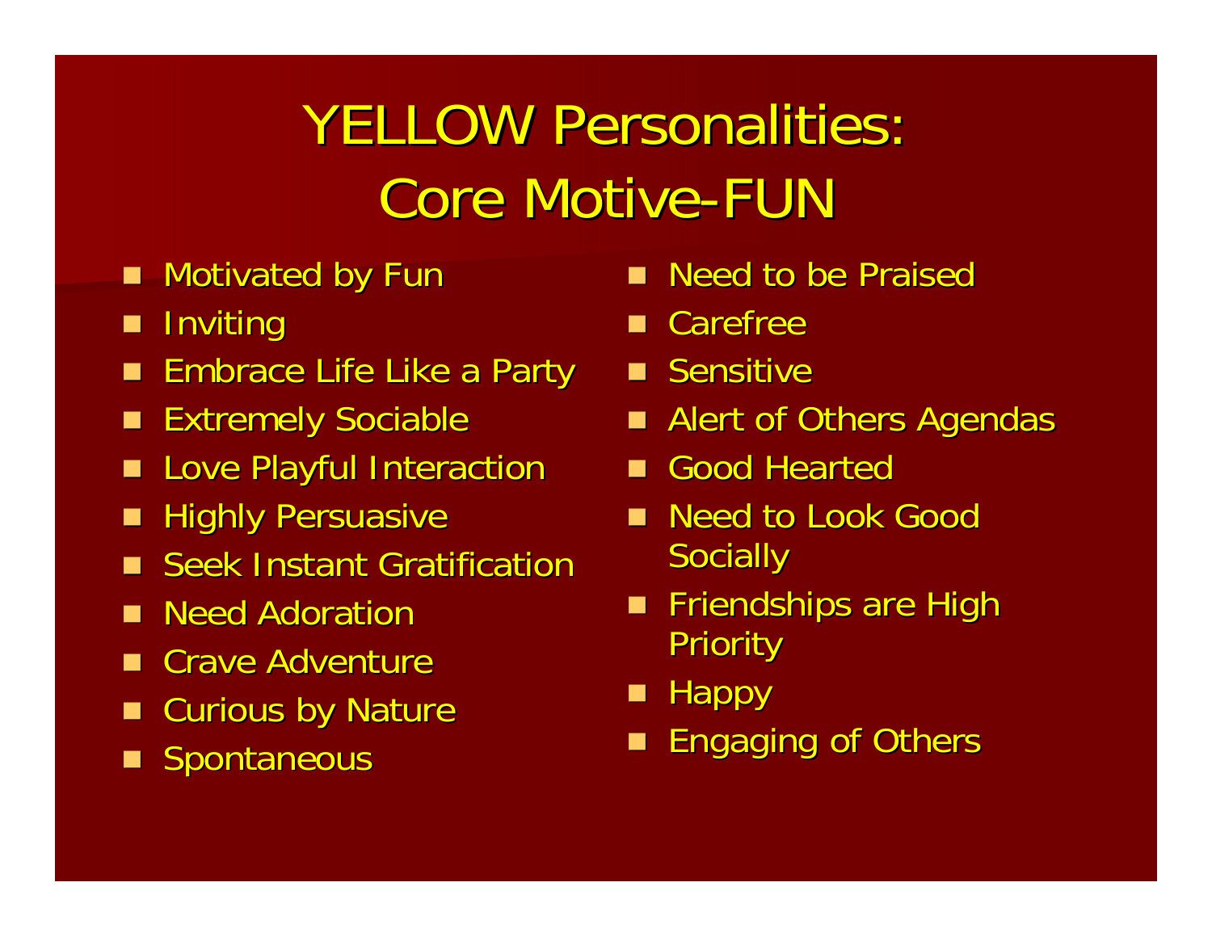# YELLOW Personalities: Core Motive-FUN

- Motivated by Fun
- Inviting
- Embrace Life Like a Party
- Extremely Sociable
- Love Playful Interaction
- Highly Persuasive
- Seek Instant Gratification
- Need Adoration
- Crave Adventure
- Curious by Nature
- Spontaneous
- Need to be Praised
- Carefree
- Sensitive
- Alert of Others Agendas
- Good Hearted
- Need to Look Good Socially
- Friendships are High Priority
- Happy
- Engaging of Others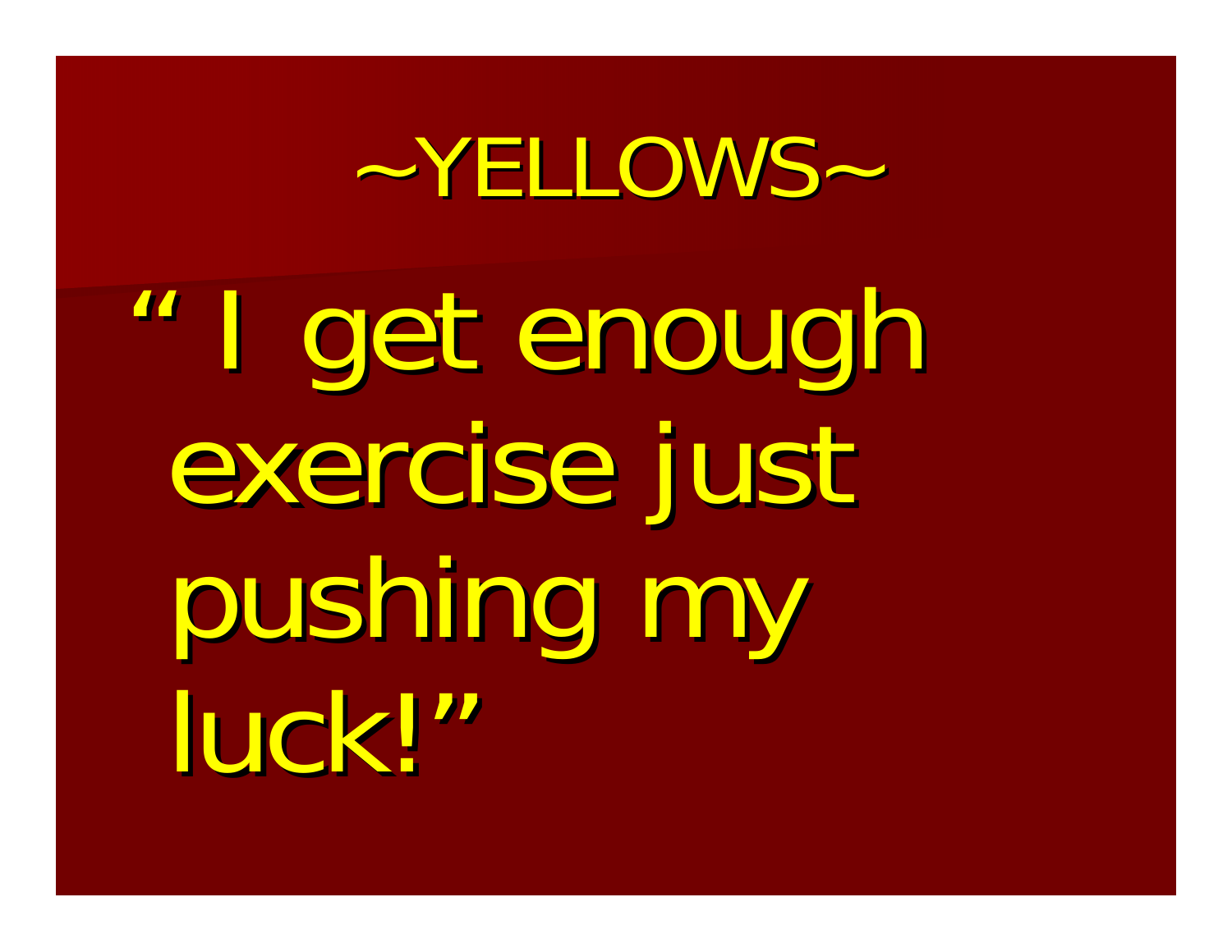# ~YELLOWS~

"I get enough exercise just pushing my luck!"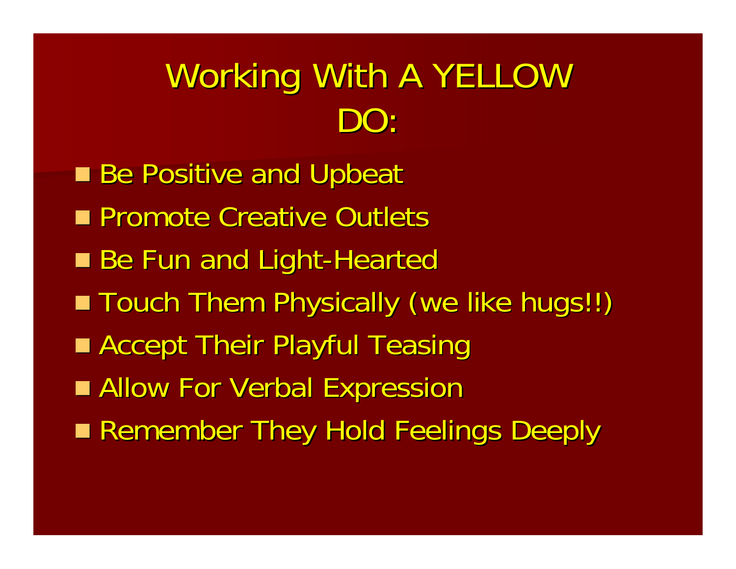# Working With A YELLOW DO:

- Be Positive and Upbeat
- Promote Creative Outlets
- Be Fun and Light-Hearted
- Touch Them Physically (we like hugs!!)
- Accept Their Playful Teasing
- Allow For Verbal Expression
- Remember They Hold Feelings Deeply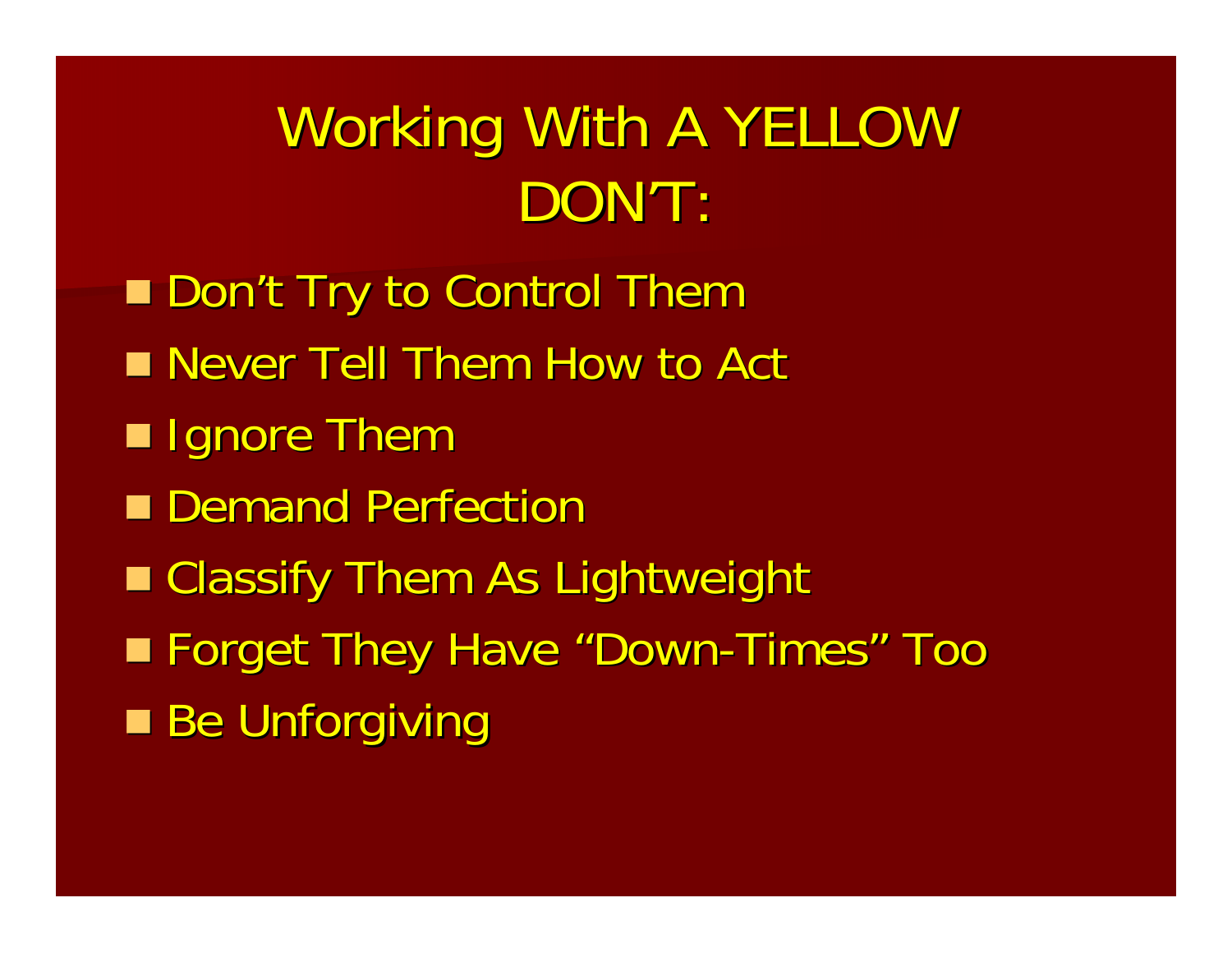# Working With A YELLOW DON'T:

- Don't Try to Control Them
- Never Tell Them How to Act
- Ignore Them
- Demand Perfection
- Classify Them As Lightweight
- Forget They Have "Down-Times" Too
- Be Unforgiving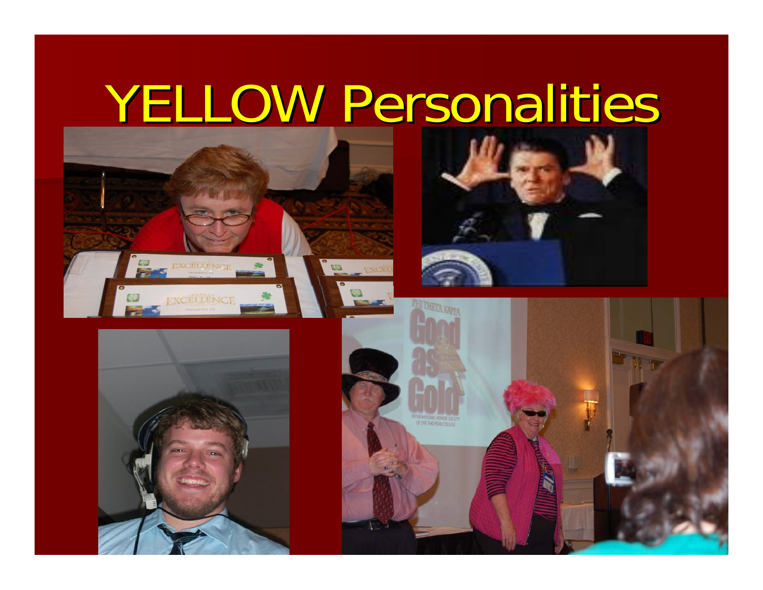# YELLOW Personalities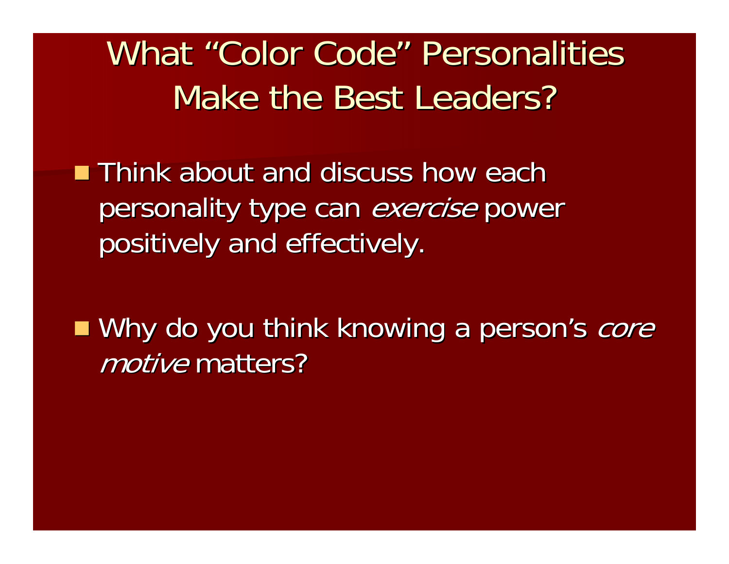# What "Color Code" Personalities Make the Best Leaders?

- Think about and discuss how each personality type can *exercise* power positively and effectively.

- Why do you think knowing a person's *core motive* matters?